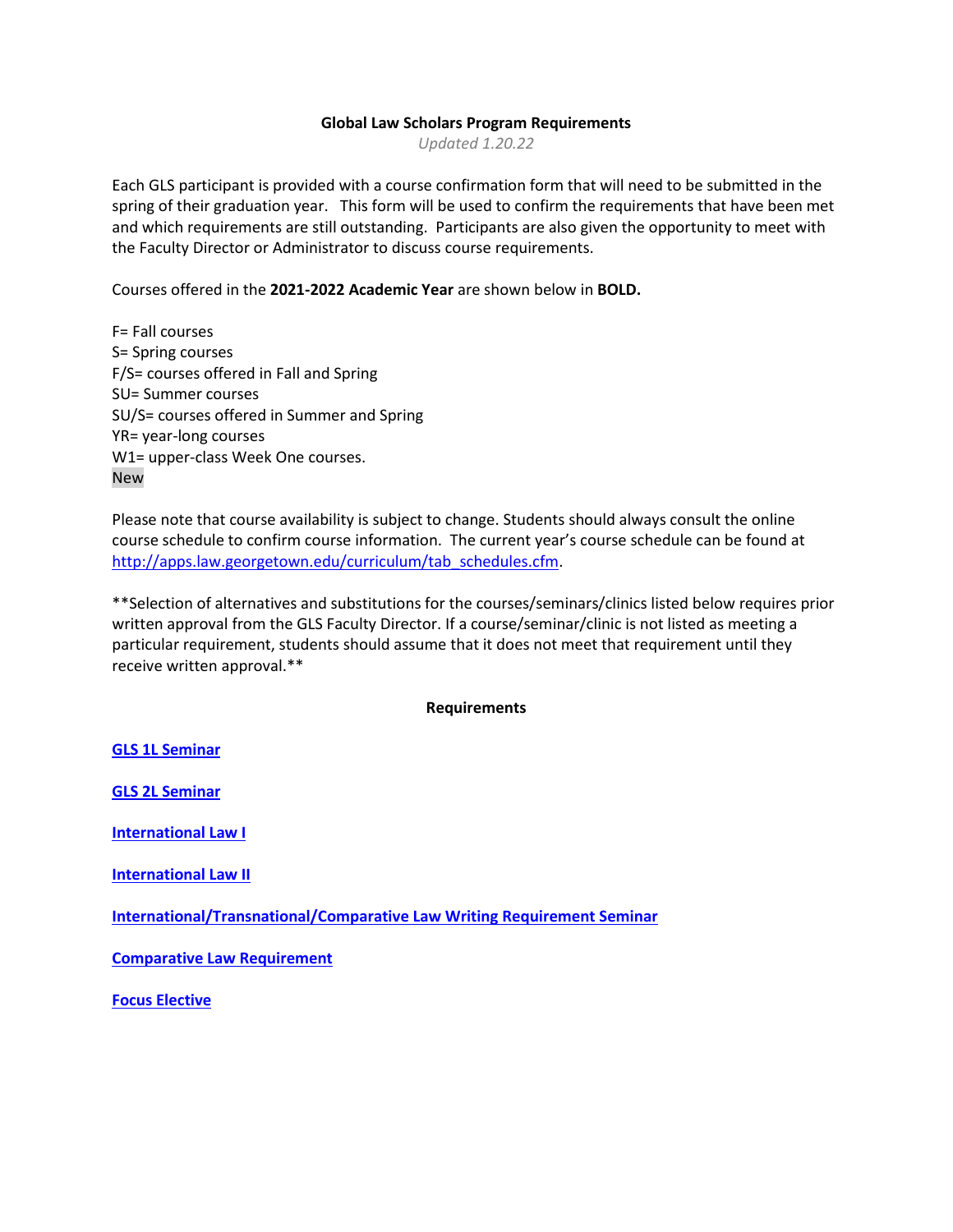# Global Law Scholars Program Requirements

*Updated 1.20.22*

Each GLS participant is provided with a course confirmation form that will need to be submitted in the spring of their graduation year. This form will be used to confirm the requirements that have been met and which requirements are still outstanding. Participants are also given the opportunity to meet with the Faculty Director or Administrator to discuss course requirements.

Courses offered in the **2021-2022 Academic Year** are shown below in **BOLD.**

F= Fall courses
S= Spring courses
F/S= courses offered in Fall and Spring
SU= Summer courses
SU/S= courses offered in Summer and Spring
YR= year-long courses
W1= upper-class Week One courses.
New

Please note that course availability is subject to change. Students should always consult the online course schedule to confirm course information. The current year's course schedule can be found at [http://apps.law.georgetown.edu/curriculum/tab_schedules.cfm](http://apps.law.georgetown.edu/curriculum/tab_schedules.cfm).

**Selection of alternatives and substitutions for the courses/seminars/clinics listed below requires prior written approval from the GLS Faculty Director. If a course/seminar/clinic is not listed as meeting a particular requirement, students should assume that it does not meet that requirement until they receive written approval.**

## Requirements

**GLS 1L Seminar**

**GLS 2L Seminar**

**International Law I**

**International Law II**

**International/Transnational/Comparative Law Writing Requirement Seminar**

**Comparative Law Requirement**

**Focus Elective**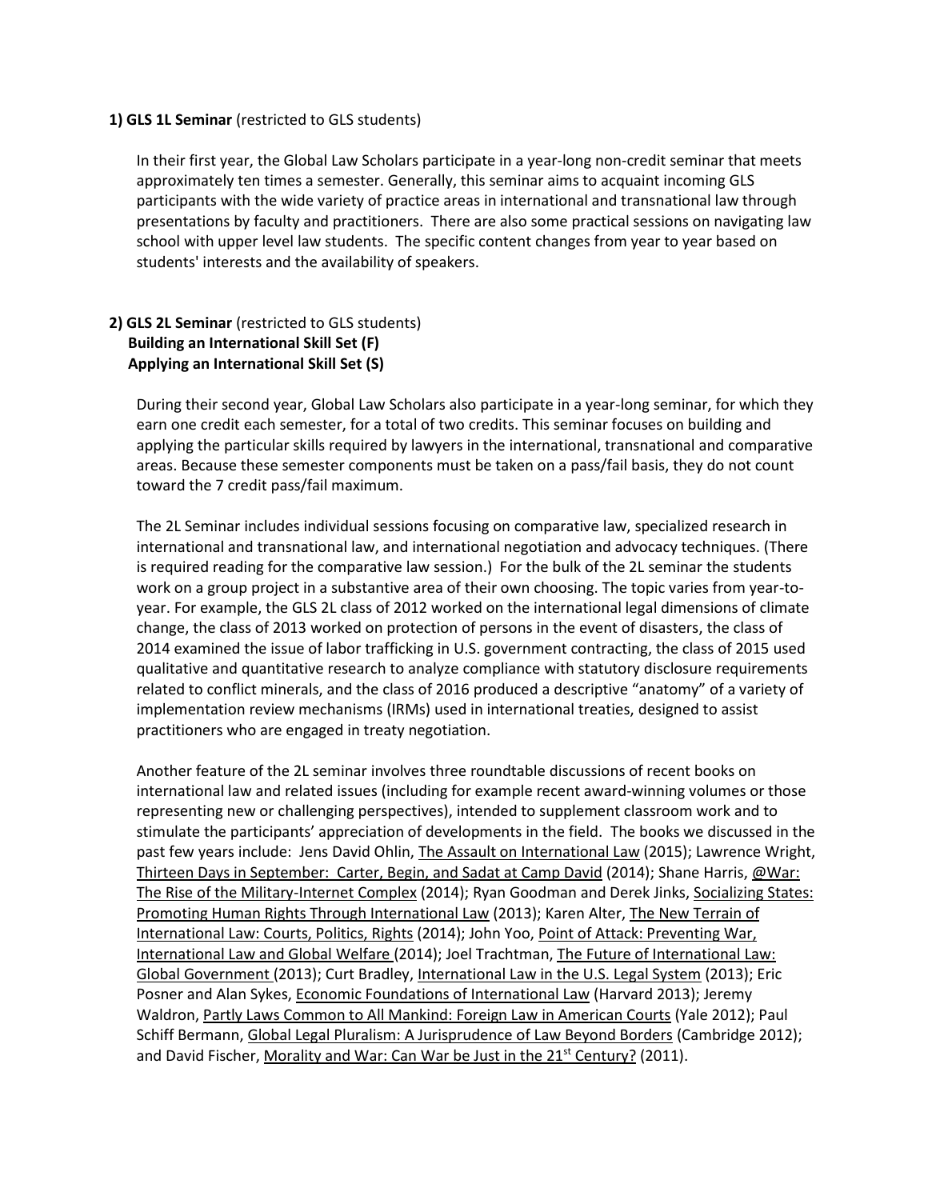**1) GLS 1L Seminar** (restricted to GLS students)

In their first year, the Global Law Scholars participate in a year-long non-credit seminar that meets approximately ten times a semester. Generally, this seminar aims to acquaint incoming GLS participants with the wide variety of practice areas in international and transnational law through presentations by faculty and practitioners. There are also some practical sessions on navigating law school with upper level law students. The specific content changes from year to year based on students' interests and the availability of speakers.

**2) GLS 2L Seminar** (restricted to GLS students)
**Building an International Skill Set (F)**
**Applying an International Skill Set (S)**

During their second year, Global Law Scholars also participate in a year-long seminar, for which they earn one credit each semester, for a total of two credits. This seminar focuses on building and applying the particular skills required by lawyers in the international, transnational and comparative areas. Because these semester components must be taken on a pass/fail basis, they do not count toward the 7 credit pass/fail maximum.

The 2L Seminar includes individual sessions focusing on comparative law, specialized research in international and transnational law, and international negotiation and advocacy techniques. (There is required reading for the comparative law session.) For the bulk of the 2L seminar the students work on a group project in a substantive area of their own choosing. The topic varies from year-to-year. For example, the GLS 2L class of 2012 worked on the international legal dimensions of climate change, the class of 2013 worked on protection of persons in the event of disasters, the class of 2014 examined the issue of labor trafficking in U.S. government contracting, the class of 2015 used qualitative and quantitative research to analyze compliance with statutory disclosure requirements related to conflict minerals, and the class of 2016 produced a descriptive "anatomy" of a variety of implementation review mechanisms (IRMs) used in international treaties, designed to assist practitioners who are engaged in treaty negotiation.

Another feature of the 2L seminar involves three roundtable discussions of recent books on international law and related issues (including for example recent award-winning volumes or those representing new or challenging perspectives), intended to supplement classroom work and to stimulate the participants' appreciation of developments in the field. The books we discussed in the past few years include: Jens David Ohlin, The Assault on International Law (2015); Lawrence Wright, Thirteen Days in September: Carter, Begin, and Sadat at Camp David (2014); Shane Harris, @War: The Rise of the Military-Internet Complex (2014); Ryan Goodman and Derek Jinks, Socializing States: Promoting Human Rights Through International Law (2013); Karen Alter, The New Terrain of International Law: Courts, Politics, Rights (2014); John Yoo, Point of Attack: Preventing War, International Law and Global Welfare (2014); Joel Trachtman, The Future of International Law: Global Government (2013); Curt Bradley, International Law in the U.S. Legal System (2013); Eric Posner and Alan Sykes, Economic Foundations of International Law (Harvard 2013); Jeremy Waldron, Partly Laws Common to All Mankind: Foreign Law in American Courts (Yale 2012); Paul Schiff Bermann, Global Legal Pluralism: A Jurisprudence of Law Beyond Borders (Cambridge 2012); and David Fischer, Morality and War: Can War be Just in the 21st Century? (2011).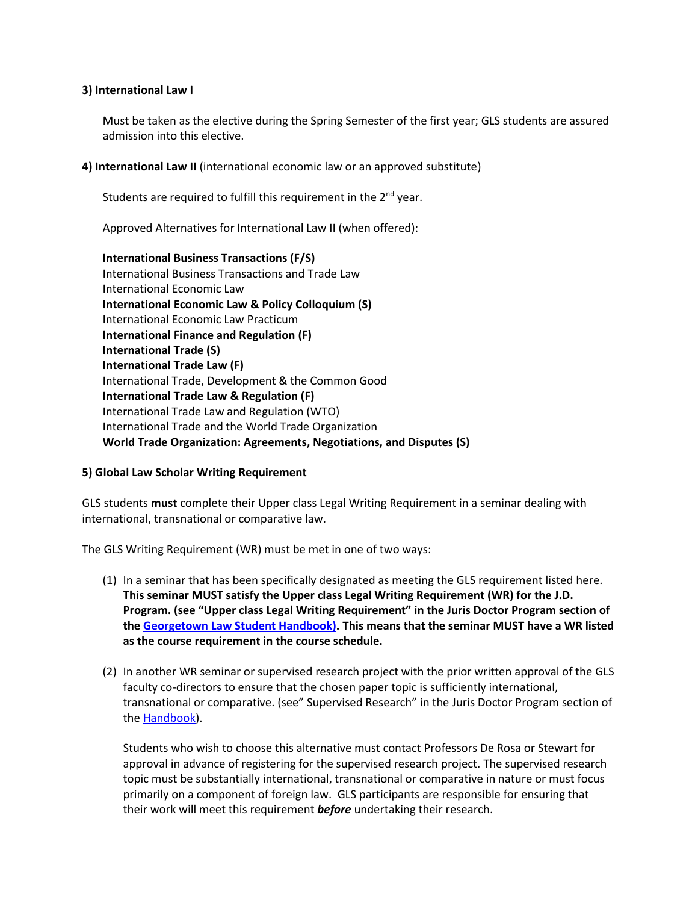**3) International Law I**

Must be taken as the elective during the Spring Semester of the first year; GLS students are assured admission into this elective.

**4) International Law II** (international economic law or an approved substitute)

Students are required to fulfill this requirement in the 2nd year.

Approved Alternatives for International Law II (when offered):

**International Business Transactions (F/S)**
International Business Transactions and Trade Law
International Economic Law
**International Economic Law & Policy Colloquium (S)**
International Economic Law Practicum
**International Finance and Regulation (F)**
**International Trade (S)**
**International Trade Law (F)**
International Trade, Development & the Common Good
**International Trade Law & Regulation (F)**
International Trade Law and Regulation (WTO)
International Trade and the World Trade Organization
**World Trade Organization: Agreements, Negotiations, and Disputes (S)**

**5) Global Law Scholar Writing Requirement**

GLS students **must** complete their Upper class Legal Writing Requirement in a seminar dealing with international, transnational or comparative law.

The GLS Writing Requirement (WR) must be met in one of two ways:

(1) In a seminar that has been specifically designated as meeting the GLS requirement listed here. **This seminar MUST satisfy the Upper class Legal Writing Requirement (WR) for the J.D. Program. (see "Upper class Legal Writing Requirement" in the Juris Doctor Program section of the Georgetown Law Student Handbook). This means that the seminar MUST have a WR listed as the course requirement in the course schedule.**

(2) In another WR seminar or supervised research project with the prior written approval of the GLS faculty co-directors to ensure that the chosen paper topic is sufficiently international, transnational or comparative. (see" Supervised Research" in the Juris Doctor Program section of the Handbook).

Students who wish to choose this alternative must contact Professors De Rosa or Stewart for approval in advance of registering for the supervised research project. The supervised research topic must be substantially international, transnational or comparative in nature or must focus primarily on a component of foreign law. GLS participants are responsible for ensuring that their work will meet this requirement ***before*** undertaking their research.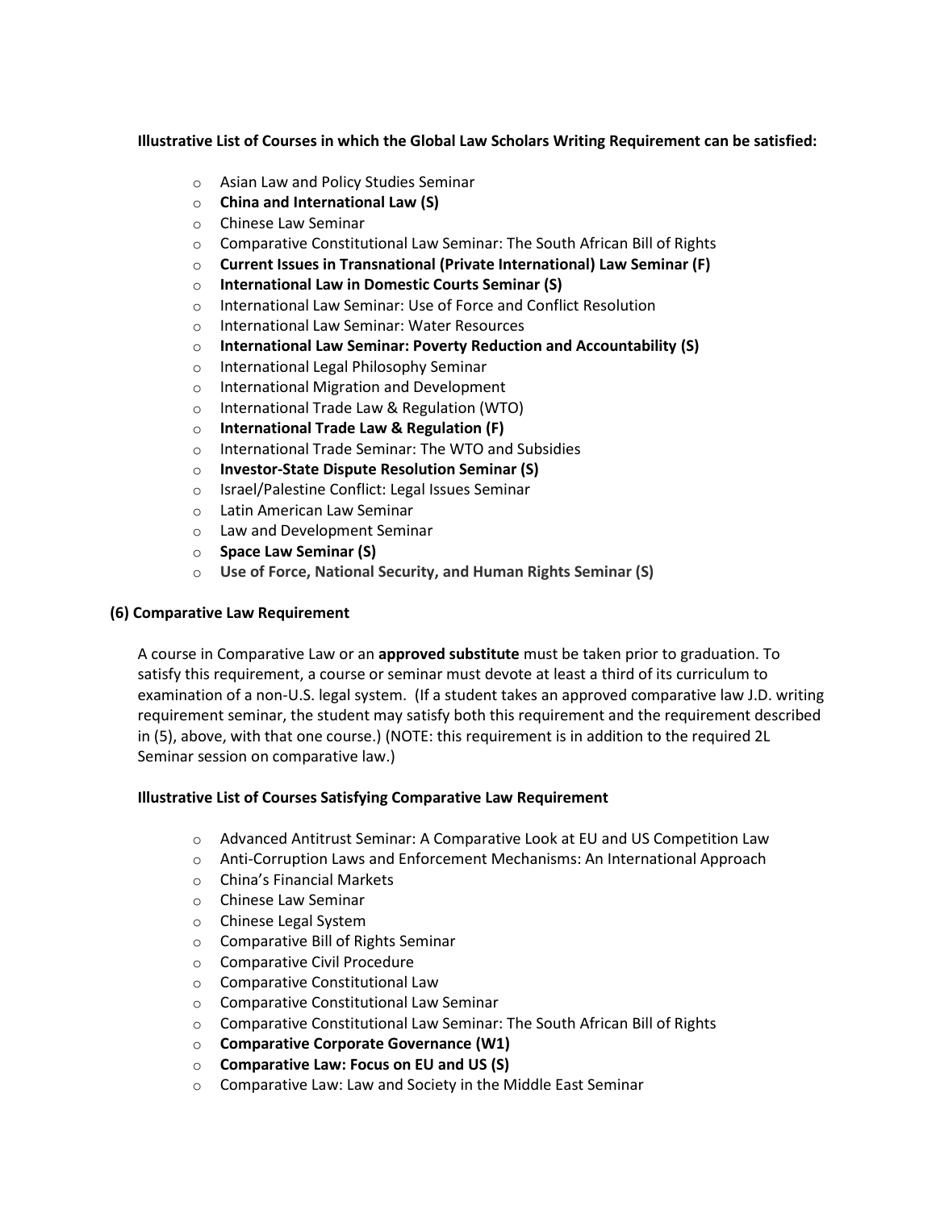**Illustrative List of Courses in which the Global Law Scholars Writing Requirement can be satisfied:**

- Asian Law and Policy Studies Seminar
- **China and International Law (S)**
- Chinese Law Seminar
- Comparative Constitutional Law Seminar: The South African Bill of Rights
- **Current Issues in Transnational (Private International) Law Seminar (F)**
- **International Law in Domestic Courts Seminar (S)**
- International Law Seminar: Use of Force and Conflict Resolution
- International Law Seminar: Water Resources
- **International Law Seminar: Poverty Reduction and Accountability (S)**
- International Legal Philosophy Seminar
- International Migration and Development
- International Trade Law & Regulation (WTO)
- **International Trade Law & Regulation (F)**
- International Trade Seminar: The WTO and Subsidies
- **Investor-State Dispute Resolution Seminar (S)**
- Israel/Palestine Conflict: Legal Issues Seminar
- Latin American Law Seminar
- Law and Development Seminar
- **Space Law Seminar (S)**
- **Use of Force, National Security, and Human Rights Seminar (S)**

**(6) Comparative Law Requirement**

A course in Comparative Law or an **approved substitute** must be taken prior to graduation. To satisfy this requirement, a course or seminar must devote at least a third of its curriculum to examination of a non-U.S. legal system. (If a student takes an approved comparative law J.D. writing requirement seminar, the student may satisfy both this requirement and the requirement described in (5), above, with that one course.) (NOTE: this requirement is in addition to the required 2L Seminar session on comparative law.)

**Illustrative List of Courses Satisfying Comparative Law Requirement**

- Advanced Antitrust Seminar: A Comparative Look at EU and US Competition Law
- Anti-Corruption Laws and Enforcement Mechanisms: An International Approach
- China's Financial Markets
- Chinese Law Seminar
- Chinese Legal System
- Comparative Bill of Rights Seminar
- Comparative Civil Procedure
- Comparative Constitutional Law
- Comparative Constitutional Law Seminar
- Comparative Constitutional Law Seminar: The South African Bill of Rights
- **Comparative Corporate Governance (W1)**
- **Comparative Law: Focus on EU and US (S)**
- Comparative Law: Law and Society in the Middle East Seminar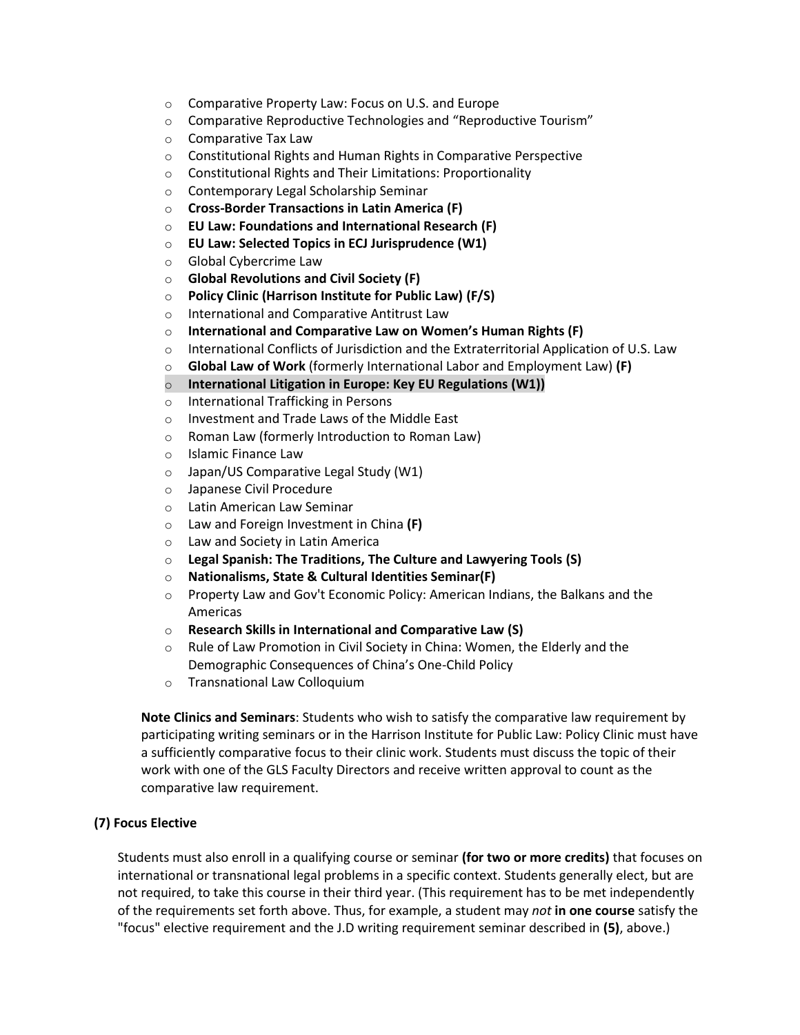- Comparative Property Law: Focus on U.S. and Europe
- Comparative Reproductive Technologies and "Reproductive Tourism"
- Comparative Tax Law
- Constitutional Rights and Human Rights in Comparative Perspective
- Constitutional Rights and Their Limitations: Proportionality
- Contemporary Legal Scholarship Seminar
- **Cross-Border Transactions in Latin America (F)**
- **EU Law: Foundations and International Research (F)**
- **EU Law: Selected Topics in ECJ Jurisprudence (W1)**
- Global Cybercrime Law
- **Global Revolutions and Civil Society (F)**
- **Policy Clinic (Harrison Institute for Public Law) (F/S)**
- International and Comparative Antitrust Law
- **International and Comparative Law on Women's Human Rights (F)**
- International Conflicts of Jurisdiction and the Extraterritorial Application of U.S. Law
- **Global Law of Work** (formerly International Labor and Employment Law) **(F)**
- **International Litigation in Europe: Key EU Regulations (W1))**
- International Trafficking in Persons
- Investment and Trade Laws of the Middle East
- Roman Law (formerly Introduction to Roman Law)
- Islamic Finance Law
- Japan/US Comparative Legal Study (W1)
- Japanese Civil Procedure
- Latin American Law Seminar
- Law and Foreign Investment in China **(F)**
- Law and Society in Latin America
- **Legal Spanish: The Traditions, The Culture and Lawyering Tools (S)**
- **Nationalisms, State & Cultural Identities Seminar(F)**
- Property Law and Gov't Economic Policy: American Indians, the Balkans and the Americas
- **Research Skills in International and Comparative Law (S)**
- Rule of Law Promotion in Civil Society in China: Women, the Elderly and the Demographic Consequences of China's One-Child Policy
- Transnational Law Colloquium

**Note Clinics and Seminars**: Students who wish to satisfy the comparative law requirement by participating writing seminars or in the Harrison Institute for Public Law: Policy Clinic must have a sufficiently comparative focus to their clinic work. Students must discuss the topic of their work with one of the GLS Faculty Directors and receive written approval to count as the comparative law requirement.

**(7) Focus Elective**

Students must also enroll in a qualifying course or seminar **(for two or more credits)** that focuses on international or transnational legal problems in a specific context. Students generally elect, but are not required, to take this course in their third year. (This requirement has to be met independently of the requirements set forth above. Thus, for example, a student may *not* **in one course** satisfy the "focus" elective requirement and the J.D writing requirement seminar described in **(5)**, above.)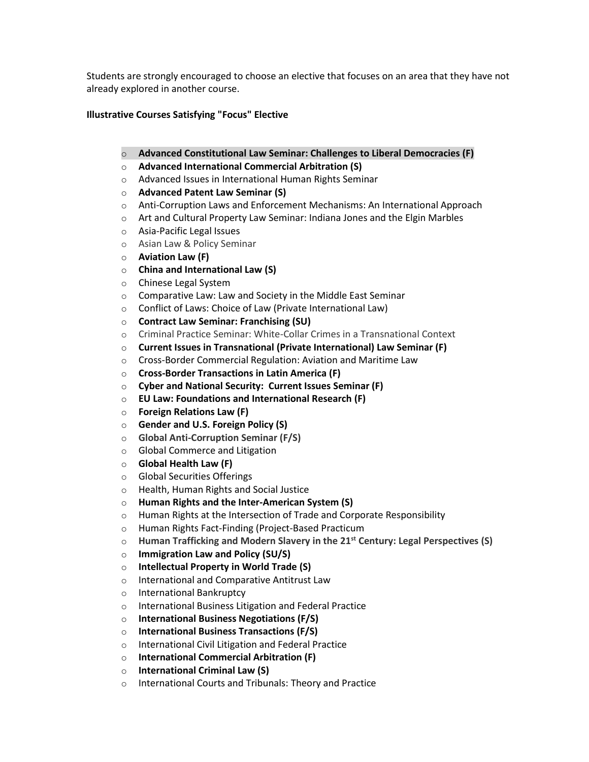Students are strongly encouraged to choose an elective that focuses on an area that they have not already explored in another course.

**Illustrative Courses Satisfying "Focus" Elective**

- **Advanced Constitutional Law Seminar: Challenges to Liberal Democracies (F)**
- **Advanced International Commercial Arbitration (S)**
- Advanced Issues in International Human Rights Seminar
- **Advanced Patent Law Seminar (S)**
- Anti-Corruption Laws and Enforcement Mechanisms: An International Approach
- Art and Cultural Property Law Seminar: Indiana Jones and the Elgin Marbles
- Asia-Pacific Legal Issues
- Asian Law & Policy Seminar
- **Aviation Law (F)**
- **China and International Law (S)**
- Chinese Legal System
- Comparative Law: Law and Society in the Middle East Seminar
- Conflict of Laws: Choice of Law (Private International Law)
- **Contract Law Seminar: Franchising (SU)**
- Criminal Practice Seminar: White-Collar Crimes in a Transnational Context
- **Current Issues in Transnational (Private International) Law Seminar (F)**
- Cross-Border Commercial Regulation: Aviation and Maritime Law
- **Cross-Border Transactions in Latin America (F)**
- **Cyber and National Security: Current Issues Seminar (F)**
- **EU Law: Foundations and International Research (F)**
- **Foreign Relations Law (F)**
- **Gender and U.S. Foreign Policy (S)**
- **Global Anti-Corruption Seminar (F/S)**
- Global Commerce and Litigation
- **Global Health Law (F)**
- Global Securities Offerings
- Health, Human Rights and Social Justice
- **Human Rights and the Inter-American System (S)**
- Human Rights at the Intersection of Trade and Corporate Responsibility
- Human Rights Fact-Finding (Project-Based Practicum
- **Human Trafficking and Modern Slavery in the 21st Century: Legal Perspectives (S)**
- **Immigration Law and Policy (SU/S)**
- **Intellectual Property in World Trade (S)**
- International and Comparative Antitrust Law
- International Bankruptcy
- International Business Litigation and Federal Practice
- **International Business Negotiations (F/S)**
- **International Business Transactions (F/S)**
- International Civil Litigation and Federal Practice
- **International Commercial Arbitration (F)**
- **International Criminal Law (S)**
- International Courts and Tribunals: Theory and Practice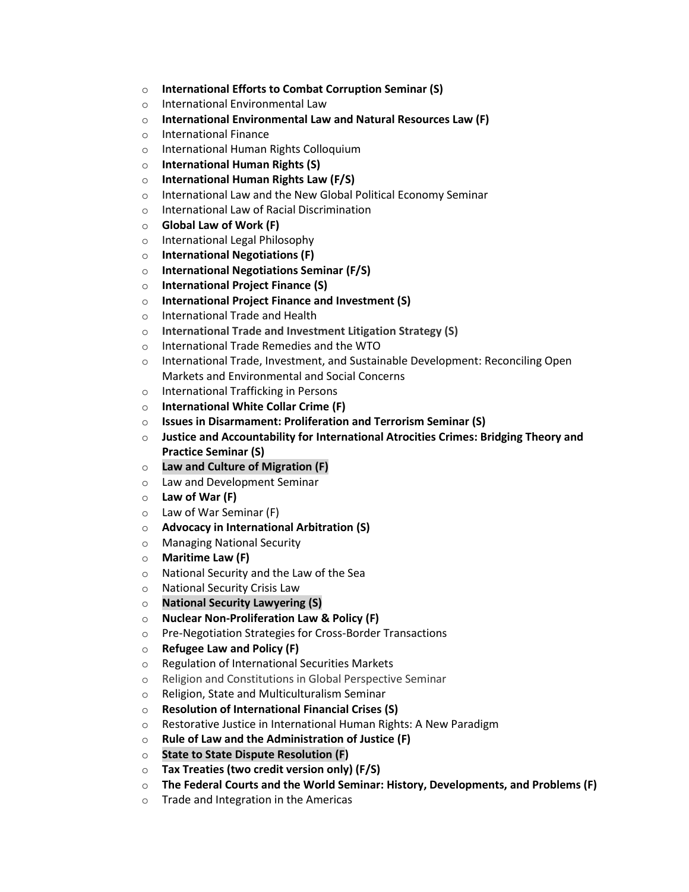- **International Efforts to Combat Corruption Seminar (S)**
- International Environmental Law
- **International Environmental Law and Natural Resources Law (F)**
- International Finance
- International Human Rights Colloquium
- **International Human Rights (S)**
- **International Human Rights Law (F/S)**
- International Law and the New Global Political Economy Seminar
- International Law of Racial Discrimination
- **Global Law of Work (F)**
- International Legal Philosophy
- **International Negotiations (F)**
- **International Negotiations Seminar (F/S)**
- **International Project Finance (S)**
- **International Project Finance and Investment (S)**
- International Trade and Health
- **International Trade and Investment Litigation Strategy (S)**
- International Trade Remedies and the WTO
- International Trade, Investment, and Sustainable Development: Reconciling Open Markets and Environmental and Social Concerns
- International Trafficking in Persons
- **International White Collar Crime (F)**
- **Issues in Disarmament: Proliferation and Terrorism Seminar (S)**
- **Justice and Accountability for International Atrocities Crimes: Bridging Theory and Practice Seminar (S)**
- **Law and Culture of Migration (F)**
- Law and Development Seminar
- **Law of War (F)**
- Law of War Seminar (F)
- **Advocacy in International Arbitration (S)**
- Managing National Security
- **Maritime Law (F)**
- National Security and the Law of the Sea
- National Security Crisis Law
- **National Security Lawyering (S)**
- **Nuclear Non-Proliferation Law & Policy (F)**
- Pre-Negotiation Strategies for Cross-Border Transactions
- **Refugee Law and Policy (F)**
- Regulation of International Securities Markets
- Religion and Constitutions in Global Perspective Seminar
- Religion, State and Multiculturalism Seminar
- **Resolution of International Financial Crises (S)**
- Restorative Justice in International Human Rights: A New Paradigm
- **Rule of Law and the Administration of Justice (F)**
- **State to State Dispute Resolution (F)**
- **Tax Treaties (two credit version only) (F/S)**
- **The Federal Courts and the World Seminar: History, Developments, and Problems (F)**
- Trade and Integration in the Americas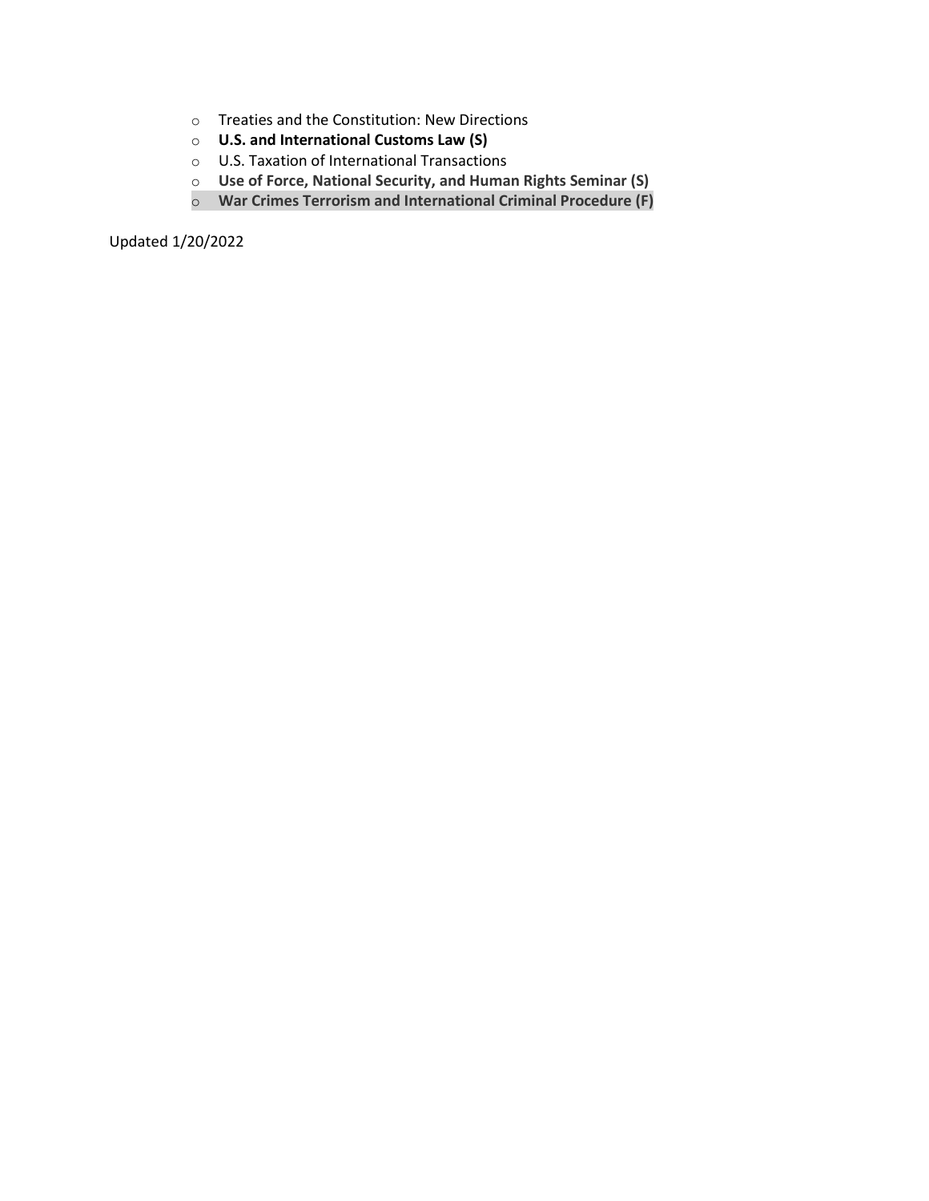- Treaties and the Constitution: New Directions
- **U.S. and International Customs Law (S)**
- U.S. Taxation of International Transactions
- **Use of Force, National Security, and Human Rights Seminar (S)**
- **War Crimes Terrorism and International Criminal Procedure (F)**

Updated 1/20/2022